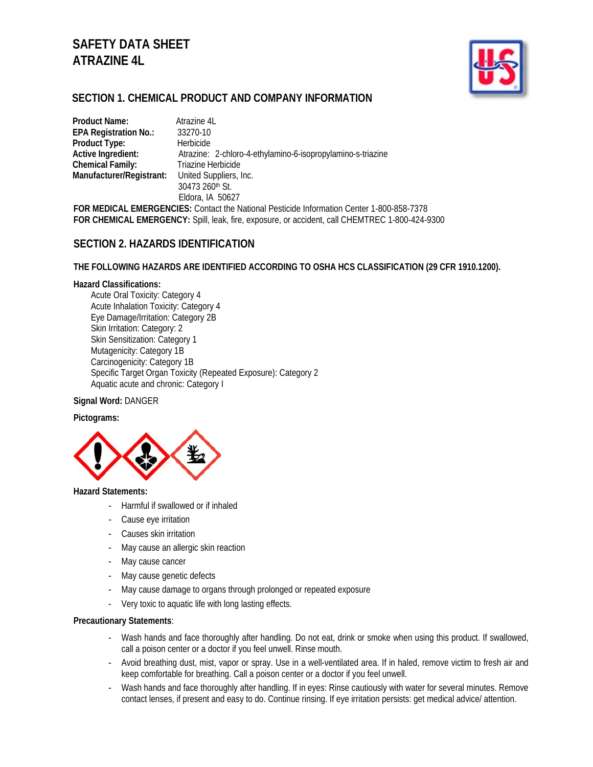# SAFETY DATA SHEET
# ATRAZINE 4L

## SECTION 1. CHEMICAL PRODUCT AND COMPANY INFORMATION

**Product Name:** Atrazine 4L
**EPA Registration No.:** 33270-10
**Product Type:** Herbicide
**Active Ingredient:** Atrazine: 2-chloro-4-ethylamino-6-isopropylamino-s-triazine
**Chemical Family:** Triazine Herbicide
**Manufacturer/Registrant:** United Suppliers, Inc.
30473 260th St.
Eldora, IA 50627

**FOR MEDICAL EMERGENCIES:** Contact the National Pesticide Information Center 1-800-858-7378
**FOR CHEMICAL EMERGENCY:** Spill, leak, fire, exposure, or accident, call CHEMTREC 1-800-424-9300

## SECTION 2. HAZARDS IDENTIFICATION

**THE FOLLOWING HAZARDS ARE IDENTIFIED ACCORDING TO OSHA HCS CLASSIFICATION (29 CFR 1910.1200).**

**Hazard Classifications:**

Acute Oral Toxicity: Category 4
Acute Inhalation Toxicity: Category 4
Eye Damage/Irritation: Category 2B
Skin Irritation: Category: 2
Skin Sensitization: Category 1
Mutagenicity: Category 1B
Carcinogenicity: Category 1B
Specific Target Organ Toxicity (Repeated Exposure): Category 2
Aquatic acute and chronic: Category I

**Signal Word:** DANGER

**Pictograms:**

**Hazard Statements:**

- Harmful if swallowed or if inhaled
- Cause eye irritation
- Causes skin irritation
- May cause an allergic skin reaction
- May cause cancer
- May cause genetic defects
- May cause damage to organs through prolonged or repeated exposure
- Very toxic to aquatic life with long lasting effects.

**Precautionary Statements**:

- Wash hands and face thoroughly after handling. Do not eat, drink or smoke when using this product. If swallowed, call a poison center or a doctor if you feel unwell. Rinse mouth.
- Avoid breathing dust, mist, vapor or spray. Use in a well-ventilated area. If in haled, remove victim to fresh air and keep comfortable for breathing. Call a poison center or a doctor if you feel unwell.
- Wash hands and face thoroughly after handling. If in eyes: Rinse cautiously with water for several minutes. Remove contact lenses, if present and easy to do. Continue rinsing. If eye irritation persists: get medical advice/ attention.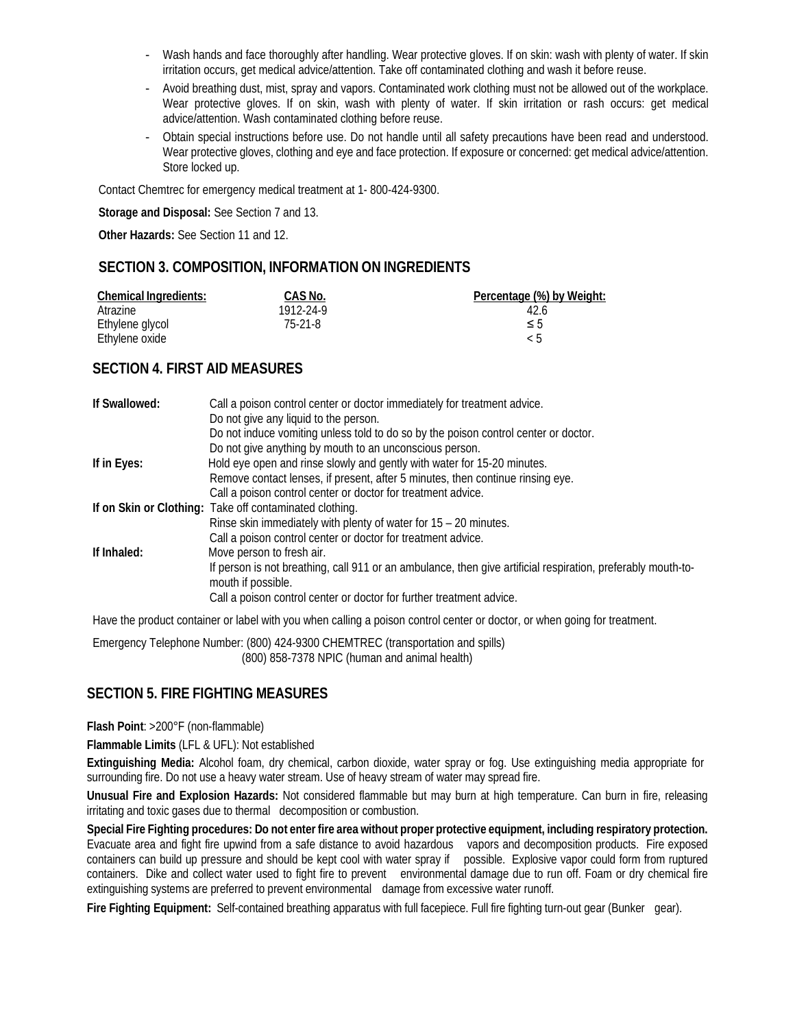- Wash hands and face thoroughly after handling. Wear protective gloves. If on skin: wash with plenty of water. If skin irritation occurs, get medical advice/attention. Take off contaminated clothing and wash it before reuse.
- Avoid breathing dust, mist, spray and vapors. Contaminated work clothing must not be allowed out of the workplace. Wear protective gloves. If on skin, wash with plenty of water. If skin irritation or rash occurs: get medical advice/attention. Wash contaminated clothing before reuse.
- Obtain special instructions before use. Do not handle until all safety precautions have been read and understood. Wear protective gloves, clothing and eye and face protection. If exposure or concerned: get medical advice/attention. Store locked up.

Contact Chemtrec for emergency medical treatment at 1- 800-424-9300.

**Storage and Disposal:** See Section 7 and 13.

**Other Hazards:** See Section 11 and 12.

## SECTION 3. COMPOSITION, INFORMATION ON INGREDIENTS

| Chemical Ingredients: | CAS No. | Percentage (%) by Weight: |
|---|---|---|
| Atrazine | 1912-24-9 | 42.6 |
| Ethylene glycol | 75-21-8 | ≤ 5 |
| Ethylene oxide | | < 5 |

## SECTION 4. FIRST AID MEASURES

**If Swallowed:** Call a poison control center or doctor immediately for treatment advice.
Do not give any liquid to the person.
Do not induce vomiting unless told to do so by the poison control center or doctor.
Do not give anything by mouth to an unconscious person.

**If in Eyes:** Hold eye open and rinse slowly and gently with water for 15-20 minutes.
Remove contact lenses, if present, after 5 minutes, then continue rinsing eye.
Call a poison control center or doctor for treatment advice.

**If on Skin or Clothing:** Take off contaminated clothing.
Rinse skin immediately with plenty of water for 15 – 20 minutes.
Call a poison control center or doctor for treatment advice.

**If Inhaled:** Move person to fresh air.
If person is not breathing, call 911 or an ambulance, then give artificial respiration, preferably mouth-to-mouth if possible.
Call a poison control center or doctor for further treatment advice.

Have the product container or label with you when calling a poison control center or doctor, or when going for treatment.

Emergency Telephone Number: (800) 424-9300 CHEMTREC (transportation and spills)
(800) 858-7378 NPIC (human and animal health)

## SECTION 5. FIRE FIGHTING MEASURES

**Flash Point**: >200°F (non-flammable)

**Flammable Limits** (LFL & UFL): Not established

**Extinguishing Media:** Alcohol foam, dry chemical, carbon dioxide, water spray or fog. Use extinguishing media appropriate for surrounding fire. Do not use a heavy water stream. Use of heavy stream of water may spread fire.

**Unusual Fire and Explosion Hazards:** Not considered flammable but may burn at high temperature. Can burn in fire, releasing irritating and toxic gases due to thermal decomposition or combustion.

**Special Fire Fighting procedures: Do not enter fire area without proper protective equipment, including respiratory protection.** Evacuate area and fight fire upwind from a safe distance to avoid hazardous vapors and decomposition products. Fire exposed containers can build up pressure and should be kept cool with water spray if possible. Explosive vapor could form from ruptured containers. Dike and collect water used to fight fire to prevent environmental damage due to run off. Foam or dry chemical fire extinguishing systems are preferred to prevent environmental damage from excessive water runoff.

**Fire Fighting Equipment:** Self-contained breathing apparatus with full facepiece. Full fire fighting turn-out gear (Bunker gear).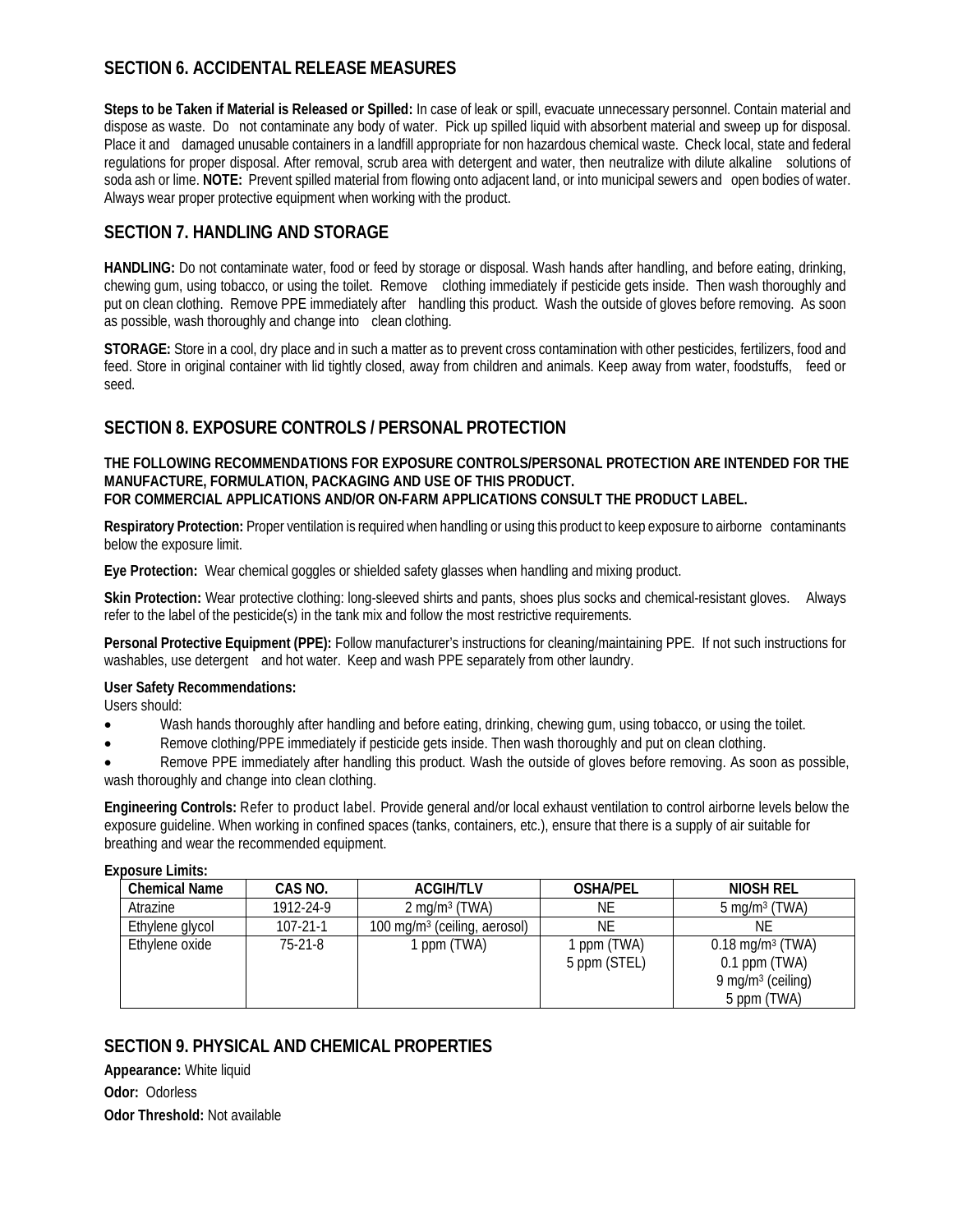## SECTION 6. ACCIDENTAL RELEASE MEASURES

**Steps to be Taken if Material is Released or Spilled:** In case of leak or spill, evacuate unnecessary personnel. Contain material and dispose as waste. Do not contaminate any body of water. Pick up spilled liquid with absorbent material and sweep up for disposal. Place it and damaged unusable containers in a landfill appropriate for non hazardous chemical waste. Check local, state and federal regulations for proper disposal. After removal, scrub area with detergent and water, then neutralize with dilute alkaline solutions of soda ash or lime. **NOTE:** Prevent spilled material from flowing onto adjacent land, or into municipal sewers and open bodies of water. Always wear proper protective equipment when working with the product.

## SECTION 7. HANDLING AND STORAGE

**HANDLING:** Do not contaminate water, food or feed by storage or disposal. Wash hands after handling, and before eating, drinking, chewing gum, using tobacco, or using the toilet. Remove clothing immediately if pesticide gets inside. Then wash thoroughly and put on clean clothing. Remove PPE immediately after handling this product. Wash the outside of gloves before removing. As soon as possible, wash thoroughly and change into clean clothing.

**STORAGE:** Store in a cool, dry place and in such a matter as to prevent cross contamination with other pesticides, fertilizers, food and feed. Store in original container with lid tightly closed, away from children and animals. Keep away from water, foodstuffs, feed or seed.

## SECTION 8. EXPOSURE CONTROLS / PERSONAL PROTECTION

**THE FOLLOWING RECOMMENDATIONS FOR EXPOSURE CONTROLS/PERSONAL PROTECTION ARE INTENDED FOR THE MANUFACTURE, FORMULATION, PACKAGING AND USE OF THIS PRODUCT.**
**FOR COMMERCIAL APPLICATIONS AND/OR ON-FARM APPLICATIONS CONSULT THE PRODUCT LABEL.**

**Respiratory Protection:** Proper ventilation is required when handling or using this product to keep exposure to airborne contaminants below the exposure limit.

**Eye Protection:** Wear chemical goggles or shielded safety glasses when handling and mixing product.

**Skin Protection:** Wear protective clothing: long-sleeved shirts and pants, shoes plus socks and chemical-resistant gloves. Always refer to the label of the pesticide(s) in the tank mix and follow the most restrictive requirements.

**Personal Protective Equipment (PPE):** Follow manufacturer's instructions for cleaning/maintaining PPE. If not such instructions for washables, use detergent and hot water. Keep and wash PPE separately from other laundry.

**User Safety Recommendations:**
Users should:

- Wash hands thoroughly after handling and before eating, drinking, chewing gum, using tobacco, or using the toilet.
- Remove clothing/PPE immediately if pesticide gets inside. Then wash thoroughly and put on clean clothing.
- Remove PPE immediately after handling this product. Wash the outside of gloves before removing. As soon as possible, wash thoroughly and change into clean clothing.

**Engineering Controls:** Refer to product label. Provide general and/or local exhaust ventilation to control airborne levels below the exposure guideline. When working in confined spaces (tanks, containers, etc.), ensure that there is a supply of air suitable for breathing and wear the recommended equipment.

**Exposure Limits:**

| Chemical Name | CAS NO. | ACGIH/TLV | OSHA/PEL | NIOSH REL |
|---|---|---|---|---|
| Atrazine | 1912-24-9 | 2 mg/m$^3$ (TWA) | NE | 5 mg/m$^3$ (TWA) |
| Ethylene glycol | 107-21-1 | 100 mg/m$^3$ (ceiling, aerosol) | NE | NE |
| Ethylene oxide | 75-21-8 | 1 ppm (TWA) | 1 ppm (TWA)<br>5 ppm (STEL) | 0.18 mg/m$^3$ (TWA)<br>0.1 ppm (TWA)<br>9 mg/m$^3$ (ceiling)<br>5 ppm (TWA) |

## SECTION 9. PHYSICAL AND CHEMICAL PROPERTIES

**Appearance:** White liquid

**Odor:** Odorless

**Odor Threshold:** Not available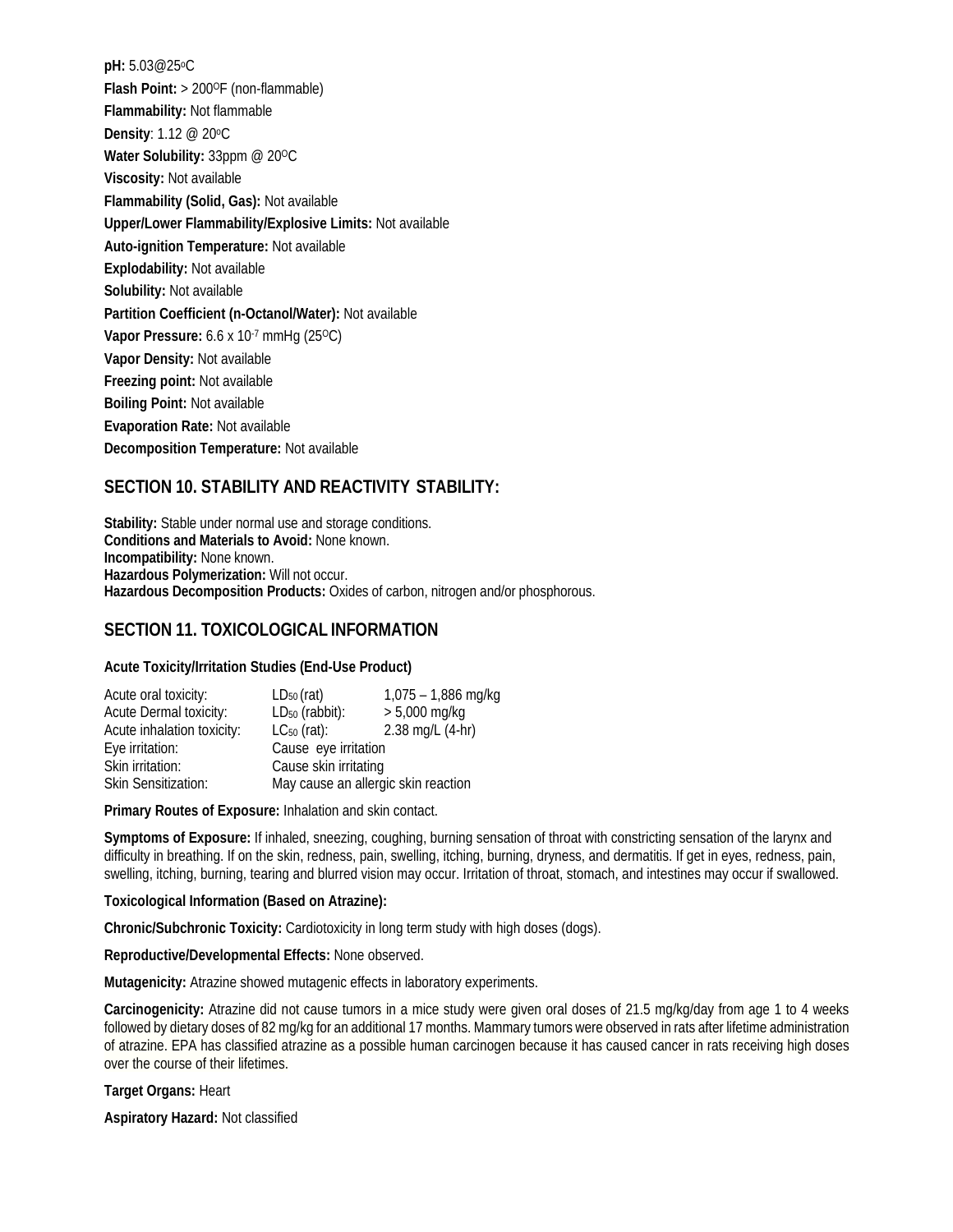**pH:** 5.03@25°C

**Flash Point:** > 200°F (non-flammable)

**Flammability:** Not flammable

**Density**: 1.12 @ 20°C

**Water Solubility:** 33ppm @ 20°C

**Viscosity:** Not available

**Flammability (Solid, Gas):** Not available

**Upper/Lower Flammability/Explosive Limits:** Not available

**Auto-ignition Temperature:** Not available

**Explodability:** Not available

**Solubility:** Not available

**Partition Coefficient (n-Octanol/Water):** Not available

**Vapor Pressure:** 6.6 x $10^{-7}$ mmHg (25°C)

**Vapor Density:** Not available

**Freezing point:** Not available

**Boiling Point:** Not available

**Evaporation Rate:** Not available

**Decomposition Temperature:** Not available

## SECTION 10. STABILITY AND REACTIVITY STABILITY:

**Stability:** Stable under normal use and storage conditions.
**Conditions and Materials to Avoid:** None known.
**Incompatibility:** None known.
**Hazardous Polymerization:** Will not occur.
**Hazardous Decomposition Products:** Oxides of carbon, nitrogen and/or phosphorous.

## SECTION 11. TOXICOLOGICAL INFORMATION

**Acute Toxicity/Irritation Studies (End-Use Product)**

| | | |
|---|---|---|
| Acute oral toxicity: | $LD_{50}$ (rat) | 1,075 – 1,886 mg/kg |
| Acute Dermal toxicity: | $LD_{50}$ (rabbit): | > 5,000 mg/kg |
| Acute inhalation toxicity: | $LC_{50}$ (rat): | 2.38 mg/L (4-hr) |
| Eye irritation: | Cause eye irritation | |
| Skin irritation: | Cause skin irritating | |
| Skin Sensitization: | May cause an allergic skin reaction | |

**Primary Routes of Exposure:** Inhalation and skin contact.

**Symptoms of Exposure:** If inhaled, sneezing, coughing, burning sensation of throat with constricting sensation of the larynx and difficulty in breathing. If on the skin, redness, pain, swelling, itching, burning, dryness, and dermatitis. If get in eyes, redness, pain, swelling, itching, burning, tearing and blurred vision may occur. Irritation of throat, stomach, and intestines may occur if swallowed.

**Toxicological Information (Based on Atrazine):**

**Chronic/Subchronic Toxicity:** Cardiotoxicity in long term study with high doses (dogs).

**Reproductive/Developmental Effects:** None observed.

**Mutagenicity:** Atrazine showed mutagenic effects in laboratory experiments.

**Carcinogenicity:** Atrazine did not cause tumors in a mice study were given oral doses of 21.5 mg/kg/day from age 1 to 4 weeks followed by dietary doses of 82 mg/kg for an additional 17 months. Mammary tumors were observed in rats after lifetime administration of atrazine. EPA has classified atrazine as a possible human carcinogen because it has caused cancer in rats receiving high doses over the course of their lifetimes.

**Target Organs:** Heart

**Aspiratory Hazard:** Not classified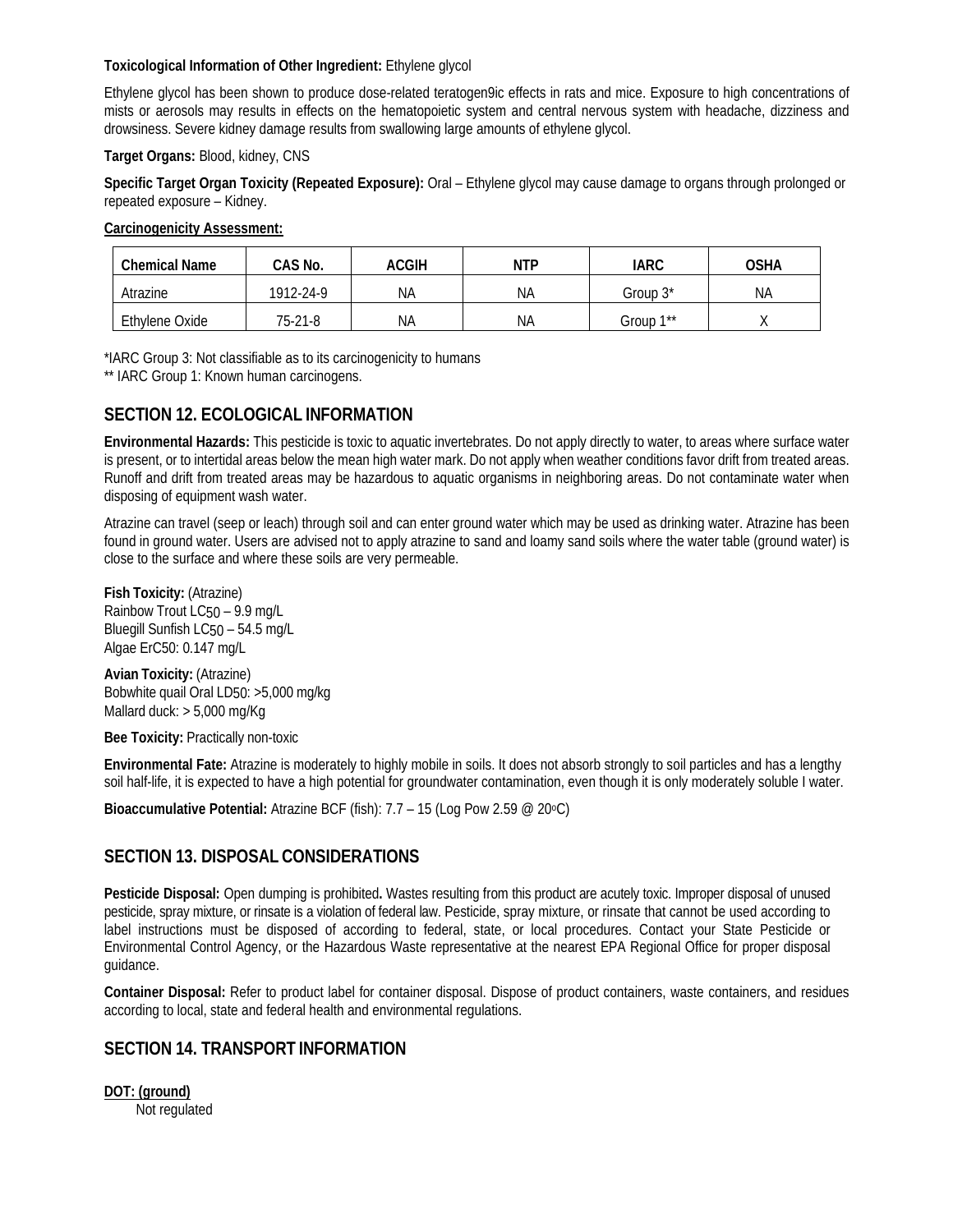**Toxicological Information of Other Ingredient:** Ethylene glycol

Ethylene glycol has been shown to produce dose-related teratogen9ic effects in rats and mice. Exposure to high concentrations of mists or aerosols may results in effects on the hematopoietic system and central nervous system with headache, dizziness and drowsiness. Severe kidney damage results from swallowing large amounts of ethylene glycol.

**Target Organs:** Blood, kidney, CNS

**Specific Target Organ Toxicity (Repeated Exposure):** Oral – Ethylene glycol may cause damage to organs through prolonged or repeated exposure – Kidney.

**Carcinogenicity Assessment:**

| Chemical Name | CAS No. | ACGIH | NTP | IARC | OSHA |
|---|---|---|---|---|---|
| Atrazine | 1912-24-9 | NA | NA | Group 3* | NA |
| Ethylene Oxide | 75-21-8 | NA | NA | Group 1** | X |

*IARC Group 3: Not classifiable as to its carcinogenicity to humans

** IARC Group 1: Known human carcinogens.

## SECTION 12. ECOLOGICAL INFORMATION

**Environmental Hazards:** This pesticide is toxic to aquatic invertebrates. Do not apply directly to water, to areas where surface water is present, or to intertidal areas below the mean high water mark. Do not apply when weather conditions favor drift from treated areas. Runoff and drift from treated areas may be hazardous to aquatic organisms in neighboring areas. Do not contaminate water when disposing of equipment wash water.

Atrazine can travel (seep or leach) through soil and can enter ground water which may be used as drinking water. Atrazine has been found in ground water. Users are advised not to apply atrazine to sand and loamy sand soils where the water table (ground water) is close to the surface and where these soils are very permeable.

**Fish Toxicity:** (Atrazine)
Rainbow Trout $LC_{50}$ – 9.9 mg/L
Bluegill Sunfish $LC_{50}$ – 54.5 mg/L
Algae ErC50: 0.147 mg/L

**Avian Toxicity:** (Atrazine)
Bobwhite quail Oral $LD_{50}$: >5,000 mg/kg
Mallard duck: > 5,000 mg/Kg

**Bee Toxicity:** Practically non-toxic

**Environmental Fate:** Atrazine is moderately to highly mobile in soils. It does not absorb strongly to soil particles and has a lengthy soil half-life, it is expected to have a high potential for groundwater contamination, even though it is only moderately soluble I water.

**Bioaccumulative Potential:** Atrazine BCF (fish): 7.7 – 15 (Log Pow 2.59 @ 20°C)

## SECTION 13. DISPOSAL CONSIDERATIONS

**Pesticide Disposal:** Open dumping is prohibited**.** Wastes resulting from this product are acutely toxic. Improper disposal of unused pesticide, spray mixture, or rinsate is a violation of federal law. Pesticide, spray mixture, or rinsate that cannot be used according to label instructions must be disposed of according to federal, state, or local procedures. Contact your State Pesticide or Environmental Control Agency, or the Hazardous Waste representative at the nearest EPA Regional Office for proper disposal guidance.

**Container Disposal:** Refer to product label for container disposal. Dispose of product containers, waste containers, and residues according to local, state and federal health and environmental regulations.

## SECTION 14. TRANSPORT INFORMATION

**DOT: (ground)**

Not regulated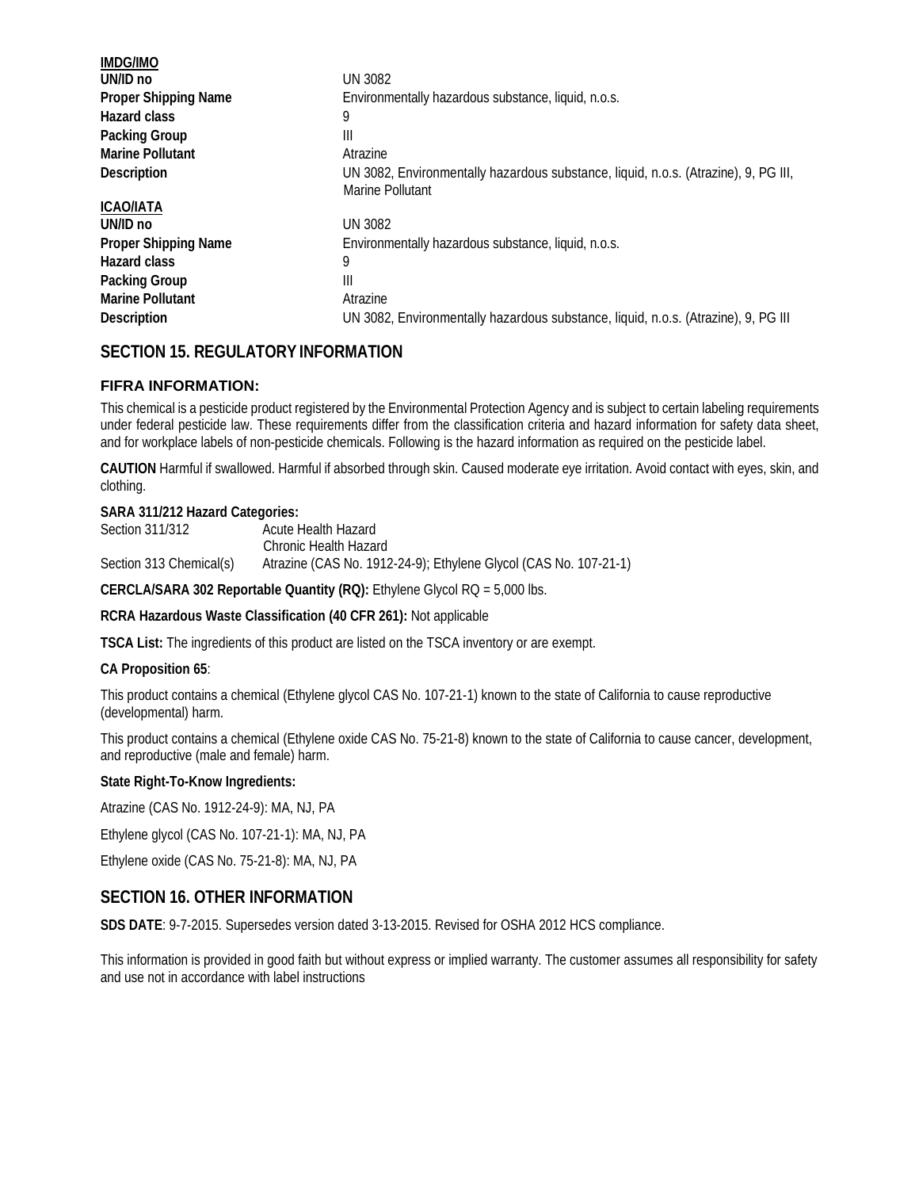**IMDG/IMO**

| | |
|---|---|
| **UN/ID no** | UN 3082 |
| **Proper Shipping Name** | Environmentally hazardous substance, liquid, n.o.s. |
| **Hazard class** | 9 |
| **Packing Group** | III |
| **Marine Pollutant** | Atrazine |
| **Description** | UN 3082, Environmentally hazardous substance, liquid, n.o.s. (Atrazine), 9, PG III, Marine Pollutant |

**ICAO/IATA**

| | |
|---|---|
| **UN/ID no** | UN 3082 |
| **Proper Shipping Name** | Environmentally hazardous substance, liquid, n.o.s. |
| **Hazard class** | 9 |
| **Packing Group** | III |
| **Marine Pollutant** | Atrazine |
| **Description** | UN 3082, Environmentally hazardous substance, liquid, n.o.s. (Atrazine), 9, PG III |

## SECTION 15. REGULATORY INFORMATION

### FIFRA INFORMATION:

This chemical is a pesticide product registered by the Environmental Protection Agency and is subject to certain labeling requirements under federal pesticide law. These requirements differ from the classification criteria and hazard information for safety data sheet, and for workplace labels of non-pesticide chemicals. Following is the hazard information as required on the pesticide label.

**CAUTION** Harmful if swallowed. Harmful if absorbed through skin. Caused moderate eye irritation. Avoid contact with eyes, skin, and clothing.

**SARA 311/212 Hazard Categories:**

| | |
|---|---|
| Section 311/312 | Acute Health Hazard |
| | Chronic Health Hazard |
| Section 313 Chemical(s) | Atrazine (CAS No. 1912-24-9); Ethylene Glycol (CAS No. 107-21-1) |

**CERCLA/SARA 302 Reportable Quantity (RQ):** Ethylene Glycol RQ = 5,000 lbs.

**RCRA Hazardous Waste Classification (40 CFR 261):** Not applicable

**TSCA List:** The ingredients of this product are listed on the TSCA inventory or are exempt.

**CA Proposition 65**:

This product contains a chemical (Ethylene glycol CAS No. 107-21-1) known to the state of California to cause reproductive (developmental) harm.

This product contains a chemical (Ethylene oxide CAS No. 75-21-8) known to the state of California to cause cancer, development, and reproductive (male and female) harm.

**State Right-To-Know Ingredients:**

Atrazine (CAS No. 1912-24-9): MA, NJ, PA

Ethylene glycol (CAS No. 107-21-1): MA, NJ, PA

Ethylene oxide (CAS No. 75-21-8): MA, NJ, PA

## SECTION 16. OTHER INFORMATION

**SDS DATE**: 9-7-2015. Supersedes version dated 3-13-2015. Revised for OSHA 2012 HCS compliance.

This information is provided in good faith but without express or implied warranty. The customer assumes all responsibility for safety and use not in accordance with label instructions